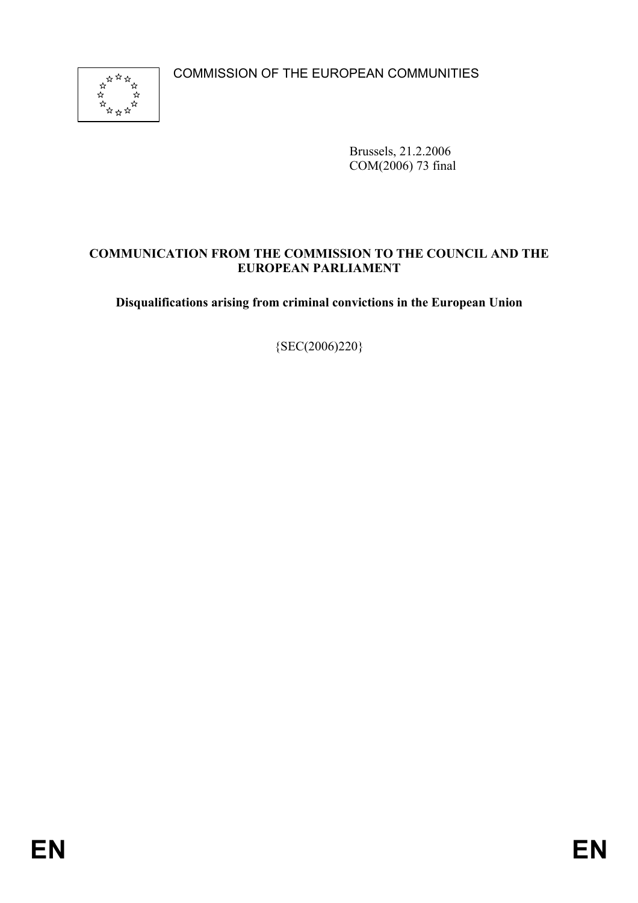COMMISSION OF THE EUROPEAN COMMUNITIES

Brussels, 21.2.2006
COM(2006) 73 final

**COMMUNICATION FROM THE COMMISSION TO THE COUNCIL AND THE EUROPEAN PARLIAMENT**

**Disqualifications arising from criminal convictions in the European Union**

{SEC(2006)220}

EN EN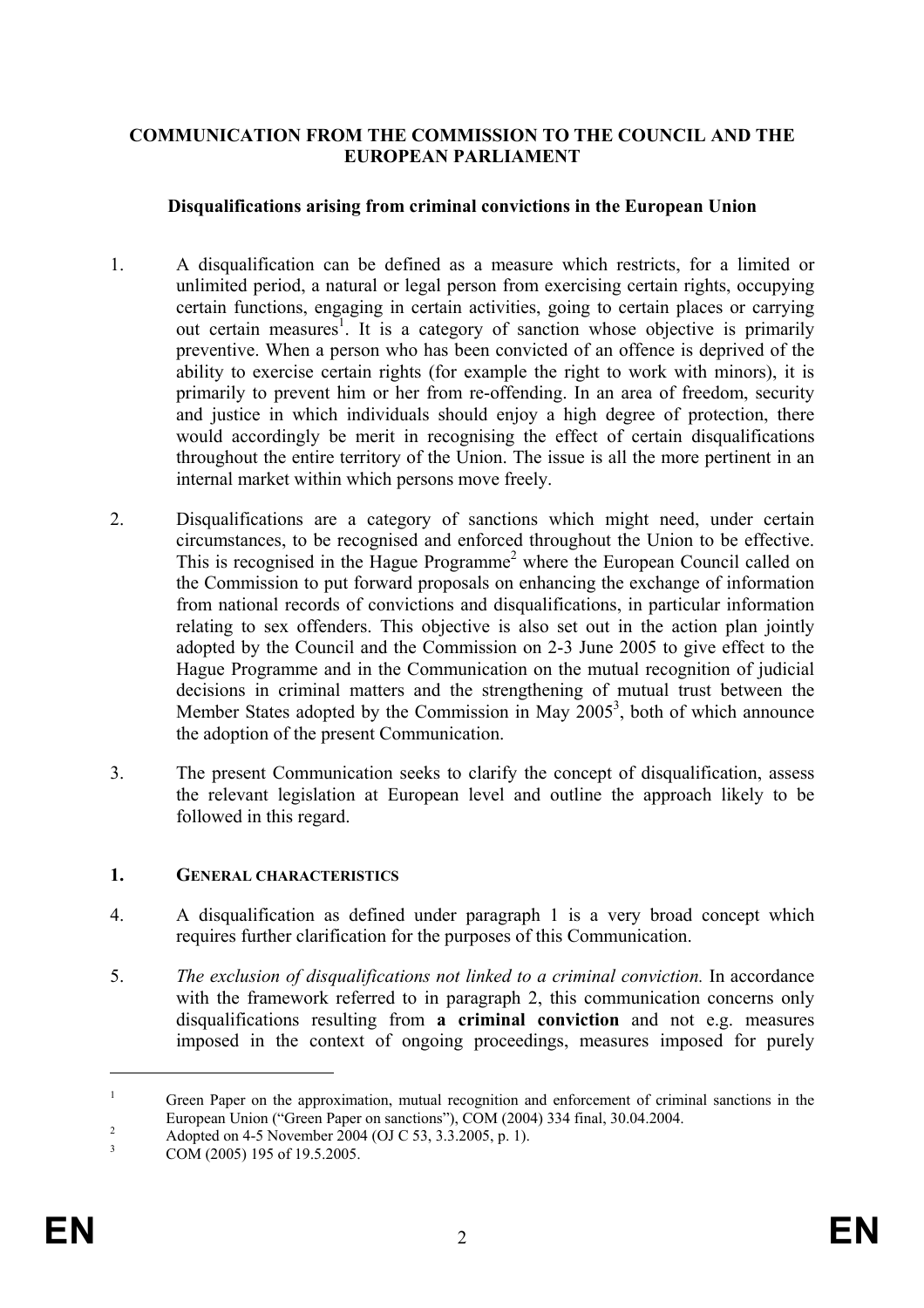**COMMUNICATION FROM THE COMMISSION TO THE COUNCIL AND THE EUROPEAN PARLIAMENT**

**Disqualifications arising from criminal convictions in the European Union**

1. A disqualification can be defined as a measure which restricts, for a limited or unlimited period, a natural or legal person from exercising certain rights, occupying certain functions, engaging in certain activities, going to certain places or carrying out certain measures[1]. It is a category of sanction whose objective is primarily preventive. When a person who has been convicted of an offence is deprived of the ability to exercise certain rights (for example the right to work with minors), it is primarily to prevent him or her from re-offending. In an area of freedom, security and justice in which individuals should enjoy a high degree of protection, there would accordingly be merit in recognising the effect of certain disqualifications throughout the entire territory of the Union. The issue is all the more pertinent in an internal market within which persons move freely.

2. Disqualifications are a category of sanctions which might need, under certain circumstances, to be recognised and enforced throughout the Union to be effective. This is recognised in the Hague Programme[2] where the European Council called on the Commission to put forward proposals on enhancing the exchange of information from national records of convictions and disqualifications, in particular information relating to sex offenders. This objective is also set out in the action plan jointly adopted by the Council and the Commission on 2-3 June 2005 to give effect to the Hague Programme and in the Communication on the mutual recognition of judicial decisions in criminal matters and the strengthening of mutual trust between the Member States adopted by the Commission in May 2005[3], both of which announce the adoption of the present Communication.

3. The present Communication seeks to clarify the concept of disqualification, assess the relevant legislation at European level and outline the approach likely to be followed in this regard.

## 1. GENERAL CHARACTERISTICS

4. A disqualification as defined under paragraph 1 is a very broad concept which requires further clarification for the purposes of this Communication.

5. *The exclusion of disqualifications not linked to a criminal conviction.* In accordance with the framework referred to in paragraph 2, this communication concerns only disqualifications resulting from **a criminal conviction** and not e.g. measures imposed in the context of ongoing proceedings, measures imposed for purely

---

[1] Green Paper on the approximation, mutual recognition and enforcement of criminal sanctions in the European Union ("Green Paper on sanctions"), COM (2004) 334 final, 30.04.2004.

[2] Adopted on 4-5 November 2004 (OJ C 53, 3.3.2005, p. 1).

[3] COM (2005) 195 of 19.5.2005.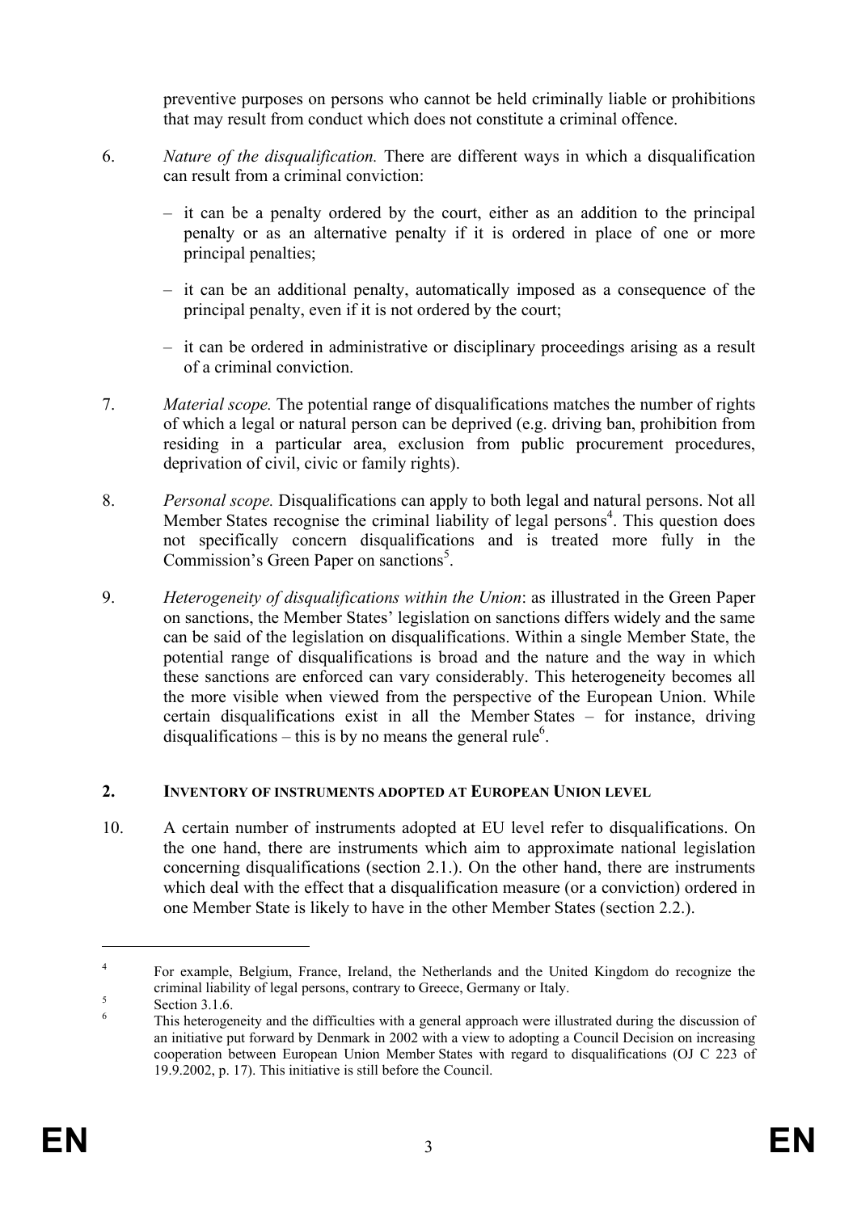preventive purposes on persons who cannot be held criminally liable or prohibitions that may result from conduct which does not constitute a criminal offence.

6. *Nature of the disqualification.* There are different ways in which a disqualification can result from a criminal conviction:

   – it can be a penalty ordered by the court, either as an addition to the principal penalty or as an alternative penalty if it is ordered in place of one or more principal penalties;

   – it can be an additional penalty, automatically imposed as a consequence of the principal penalty, even if it is not ordered by the court;

   – it can be ordered in administrative or disciplinary proceedings arising as a result of a criminal conviction.

7. *Material scope.* The potential range of disqualifications matches the number of rights of which a legal or natural person can be deprived (e.g. driving ban, prohibition from residing in a particular area, exclusion from public procurement procedures, deprivation of civil, civic or family rights).

8. *Personal scope.* Disqualifications can apply to both legal and natural persons. Not all Member States recognise the criminal liability of legal persons[4]. This question does not specifically concern disqualifications and is treated more fully in the Commission's Green Paper on sanctions[5].

9. *Heterogeneity of disqualifications within the Union*: as illustrated in the Green Paper on sanctions, the Member States' legislation on sanctions differs widely and the same can be said of the legislation on disqualifications. Within a single Member State, the potential range of disqualifications is broad and the nature and the way in which these sanctions are enforced can vary considerably. This heterogeneity becomes all the more visible when viewed from the perspective of the European Union. While certain disqualifications exist in all the Member States – for instance, driving disqualifications – this is by no means the general rule[6].

## 2. INVENTORY OF INSTRUMENTS ADOPTED AT EUROPEAN UNION LEVEL

10. A certain number of instruments adopted at EU level refer to disqualifications. On the one hand, there are instruments which aim to approximate national legislation concerning disqualifications (section 2.1.). On the other hand, there are instruments which deal with the effect that a disqualification measure (or a conviction) ordered in one Member State is likely to have in the other Member States (section 2.2.).

---

[4] For example, Belgium, France, Ireland, the Netherlands and the United Kingdom do recognize the criminal liability of legal persons, contrary to Greece, Germany or Italy.

[5] Section 3.1.6.

[6] This heterogeneity and the difficulties with a general approach were illustrated during the discussion of an initiative put forward by Denmark in 2002 with a view to adopting a Council Decision on increasing cooperation between European Union Member States with regard to disqualifications (OJ C 223 of 19.9.2002, p. 17). This initiative is still before the Council.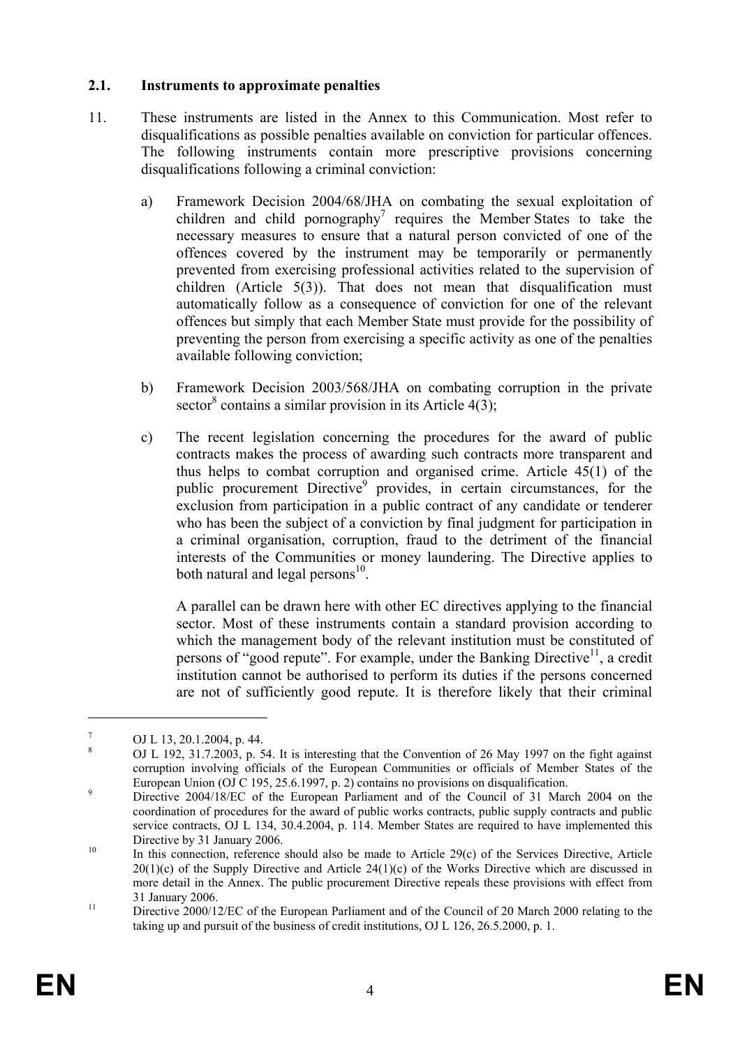### 2.1. Instruments to approximate penalties

11. These instruments are listed in the Annex to this Communication. Most refer to disqualifications as possible penalties available on conviction for particular offences. The following instruments contain more prescriptive provisions concerning disqualifications following a criminal conviction:

   a) Framework Decision 2004/68/JHA on combating the sexual exploitation of children and child pornography[7] requires the Member States to take the necessary measures to ensure that a natural person convicted of one of the offences covered by the instrument may be temporarily or permanently prevented from exercising professional activities related to the supervision of children (Article 5(3)). That does not mean that disqualification must automatically follow as a consequence of conviction for one of the relevant offences but simply that each Member State must provide for the possibility of preventing the person from exercising a specific activity as one of the penalties available following conviction;

   b) Framework Decision 2003/568/JHA on combating corruption in the private sector[8] contains a similar provision in its Article 4(3);

   c) The recent legislation concerning the procedures for the award of public contracts makes the process of awarding such contracts more transparent and thus helps to combat corruption and organised crime. Article 45(1) of the public procurement Directive[9] provides, in certain circumstances, for the exclusion from participation in a public contract of any candidate or tenderer who has been the subject of a conviction by final judgment for participation in a criminal organisation, corruption, fraud to the detriment of the financial interests of the Communities or money laundering. The Directive applies to both natural and legal persons[10].

   A parallel can be drawn here with other EC directives applying to the financial sector. Most of these instruments contain a standard provision according to which the management body of the relevant institution must be constituted of persons of "good repute". For example, under the Banking Directive[11], a credit institution cannot be authorised to perform its duties if the persons concerned are not of sufficiently good repute. It is therefore likely that their criminal

---

[7] OJ L 13, 20.1.2004, p. 44.

[8] OJ L 192, 31.7.2003, p. 54. It is interesting that the Convention of 26 May 1997 on the fight against corruption involving officials of the European Communities or officials of Member States of the European Union (OJ C 195, 25.6.1997, p. 2) contains no provisions on disqualification.

[9] Directive 2004/18/EC of the European Parliament and of the Council of 31 March 2004 on the coordination of procedures for the award of public works contracts, public supply contracts and public service contracts, OJ L 134, 30.4.2004, p. 114. Member States are required to have implemented this Directive by 31 January 2006.

[10] In this connection, reference should also be made to Article 29(c) of the Services Directive, Article 20(1)(c) of the Supply Directive and Article 24(1)(c) of the Works Directive which are discussed in more detail in the Annex. The public procurement Directive repeals these provisions with effect from 31 January 2006.

[11] Directive 2000/12/EC of the European Parliament and of the Council of 20 March 2000 relating to the taking up and pursuit of the business of credit institutions, OJ L 126, 26.5.2000, p. 1.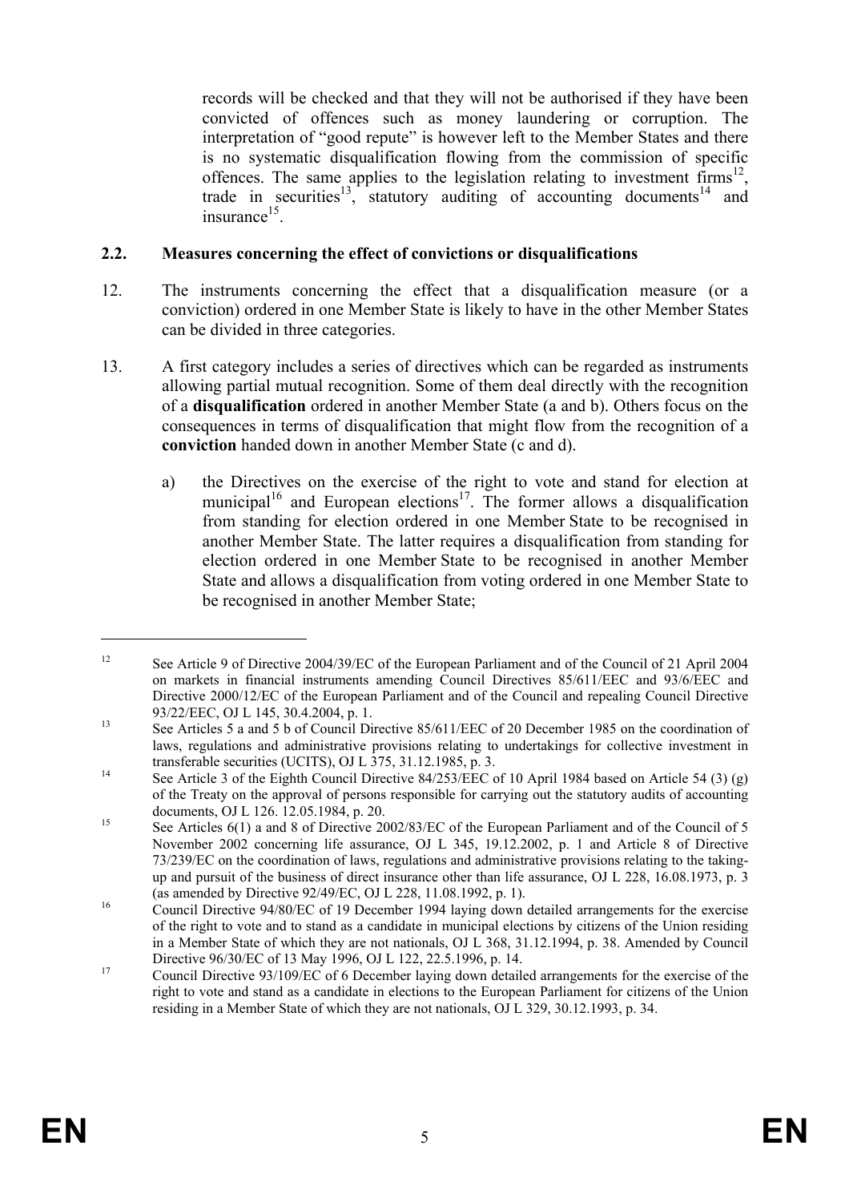records will be checked and that they will not be authorised if they have been convicted of offences such as money laundering or corruption. The interpretation of "good repute" is however left to the Member States and there is no systematic disqualification flowing from the commission of specific offences. The same applies to the legislation relating to investment firms[12], trade in securities[13], statutory auditing of accounting documents[14] and insurance[15].

### 2.2. Measures concerning the effect of convictions or disqualifications

12. The instruments concerning the effect that a disqualification measure (or a conviction) ordered in one Member State is likely to have in the other Member States can be divided in three categories.

13. A first category includes a series of directives which can be regarded as instruments allowing partial mutual recognition. Some of them deal directly with the recognition of a **disqualification** ordered in another Member State (a and b). Others focus on the consequences in terms of disqualification that might flow from the recognition of a **conviction** handed down in another Member State (c and d).

    a) the Directives on the exercise of the right to vote and stand for election at municipal[16] and European elections[17]. The former allows a disqualification from standing for election ordered in one Member State to be recognised in another Member State. The latter requires a disqualification from standing for election ordered in one Member State to be recognised in another Member State and allows a disqualification from voting ordered in one Member State to be recognised in another Member State;

---

[12] See Article 9 of Directive 2004/39/EC of the European Parliament and of the Council of 21 April 2004 on markets in financial instruments amending Council Directives 85/611/EEC and 93/6/EEC and Directive 2000/12/EC of the European Parliament and of the Council and repealing Council Directive 93/22/EEC, OJ L 145, 30.4.2004, p. 1.

[13] See Articles 5 a and 5 b of Council Directive 85/611/EEC of 20 December 1985 on the coordination of laws, regulations and administrative provisions relating to undertakings for collective investment in transferable securities (UCITS), OJ L 375, 31.12.1985, p. 3.

[14] See Article 3 of the Eighth Council Directive 84/253/EEC of 10 April 1984 based on Article 54 (3) (g) of the Treaty on the approval of persons responsible for carrying out the statutory audits of accounting documents, OJ L 126. 12.05.1984, p. 20.

[15] See Articles 6(1) a and 8 of Directive 2002/83/EC of the European Parliament and of the Council of 5 November 2002 concerning life assurance, OJ L 345, 19.12.2002, p. 1 and Article 8 of Directive 73/239/EC on the coordination of laws, regulations and administrative provisions relating to the taking-up and pursuit of the business of direct insurance other than life assurance, OJ L 228, 16.08.1973, p. 3 (as amended by Directive 92/49/EC, OJ L 228, 11.08.1992, p. 1).

[16] Council Directive 94/80/EC of 19 December 1994 laying down detailed arrangements for the exercise of the right to vote and to stand as a candidate in municipal elections by citizens of the Union residing in a Member State of which they are not nationals, OJ L 368, 31.12.1994, p. 38. Amended by Council Directive 96/30/EC of 13 May 1996, OJ L 122, 22.5.1996, p. 14.

[17] Council Directive 93/109/EC of 6 December laying down detailed arrangements for the exercise of the right to vote and stand as a candidate in elections to the European Parliament for citizens of the Union residing in a Member State of which they are not nationals, OJ L 329, 30.12.1993, p. 34.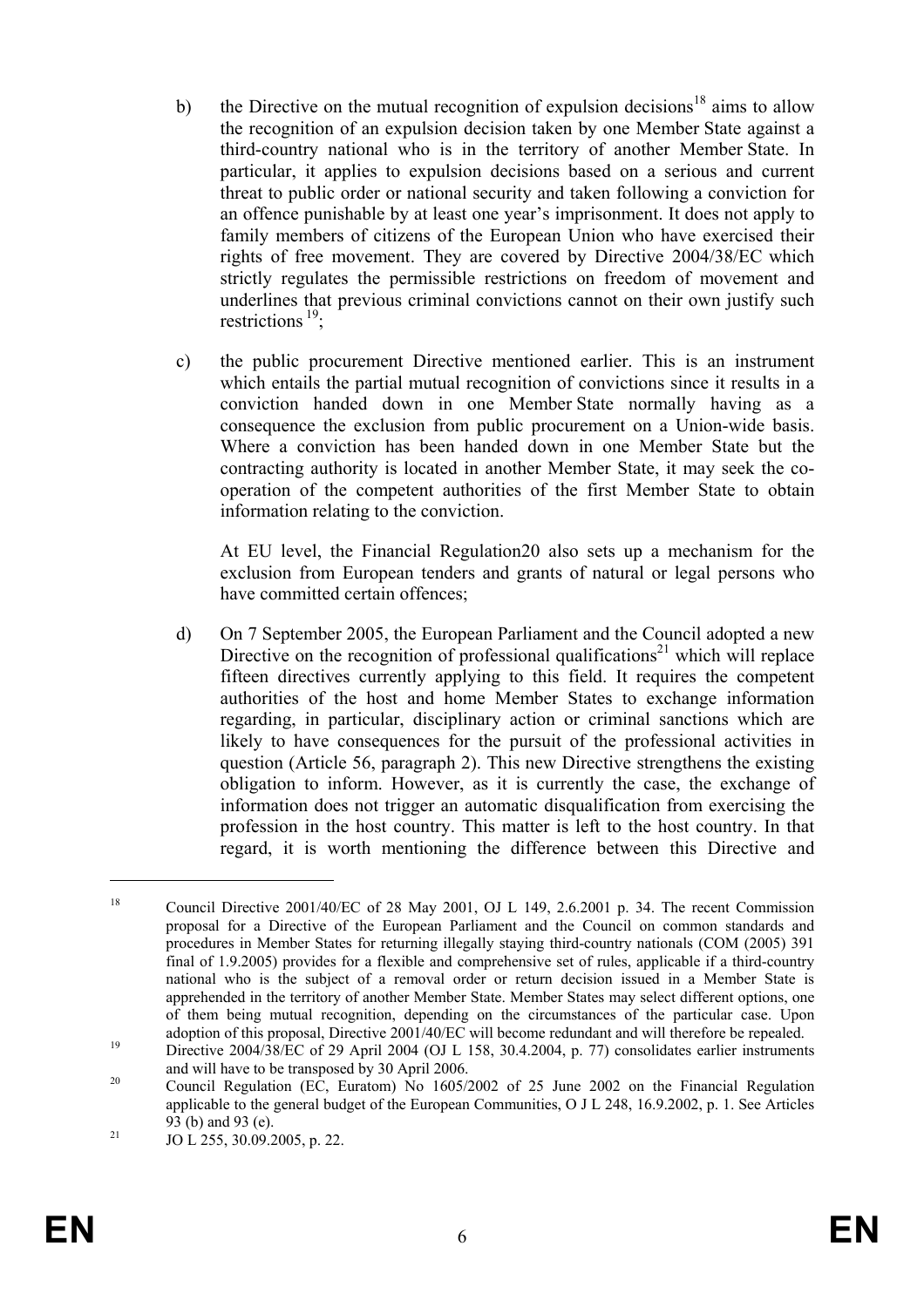b) the Directive on the mutual recognition of expulsion decisions[18] aims to allow the recognition of an expulsion decision taken by one Member State against a third-country national who is in the territory of another Member State. In particular, it applies to expulsion decisions based on a serious and current threat to public order or national security and taken following a conviction for an offence punishable by at least one year's imprisonment. It does not apply to family members of citizens of the European Union who have exercised their rights of free movement. They are covered by Directive 2004/38/EC which strictly regulates the permissible restrictions on freedom of movement and underlines that previous criminal convictions cannot on their own justify such restrictions [19];

c) the public procurement Directive mentioned earlier. This is an instrument which entails the partial mutual recognition of convictions since it results in a conviction handed down in one Member State normally having as a consequence the exclusion from public procurement on a Union-wide basis. Where a conviction has been handed down in one Member State but the contracting authority is located in another Member State, it may seek the co-operation of the competent authorities of the first Member State to obtain information relating to the conviction.

   At EU level, the Financial Regulation20 also sets up a mechanism for the exclusion from European tenders and grants of natural or legal persons who have committed certain offences;

d) On 7 September 2005, the European Parliament and the Council adopted a new Directive on the recognition of professional qualifications[21] which will replace fifteen directives currently applying to this field. It requires the competent authorities of the host and home Member States to exchange information regarding, in particular, disciplinary action or criminal sanctions which are likely to have consequences for the pursuit of the professional activities in question (Article 56, paragraph 2). This new Directive strengthens the existing obligation to inform. However, as it is currently the case, the exchange of information does not trigger an automatic disqualification from exercising the profession in the host country. This matter is left to the host country. In that regard, it is worth mentioning the difference between this Directive and

---

[18] Council Directive 2001/40/EC of 28 May 2001, OJ L 149, 2.6.2001 p. 34. The recent Commission proposal for a Directive of the European Parliament and the Council on common standards and procedures in Member States for returning illegally staying third-country nationals (COM (2005) 391 final of 1.9.2005) provides for a flexible and comprehensive set of rules, applicable if a third-country national who is the subject of a removal order or return decision issued in a Member State is apprehended in the territory of another Member State. Member States may select different options, one of them being mutual recognition, depending on the circumstances of the particular case. Upon adoption of this proposal, Directive 2001/40/EC will become redundant and will therefore be repealed.

[19] Directive 2004/38/EC of 29 April 2004 (OJ L 158, 30.4.2004, p. 77) consolidates earlier instruments and will have to be transposed by 30 April 2006.

[20] Council Regulation (EC, Euratom) No 1605/2002 of 25 June 2002 on the Financial Regulation applicable to the general budget of the European Communities, O J L 248, 16.9.2002, p. 1. See Articles 93 (b) and 93 (e).

[21] JO L 255, 30.09.2005, p. 22.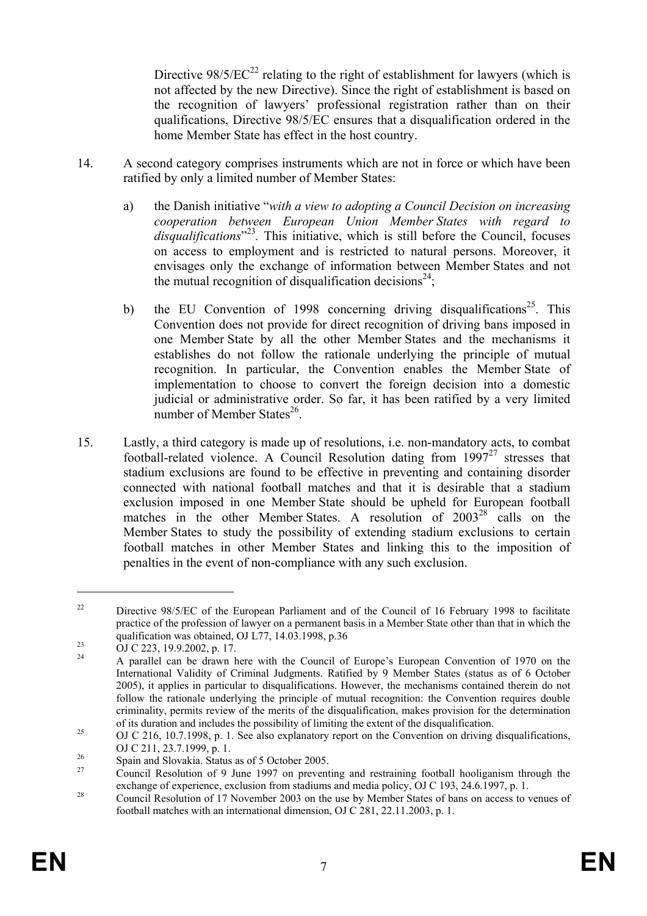Directive 98/5/EC[22] relating to the right of establishment for lawyers (which is not affected by the new Directive). Since the right of establishment is based on the recognition of lawyers' professional registration rather than on their qualifications, Directive 98/5/EC ensures that a disqualification ordered in the home Member State has effect in the host country.

14. A second category comprises instruments which are not in force or which have been ratified by only a limited number of Member States:

    a) the Danish initiative "*with a view to adopting a Council Decision on increasing cooperation between European Union Member States with regard to disqualifications*"[23]. This initiative, which is still before the Council, focuses on access to employment and is restricted to natural persons. Moreover, it envisages only the exchange of information between Member States and not the mutual recognition of disqualification decisions[24];

    b) the EU Convention of 1998 concerning driving disqualifications[25]. This Convention does not provide for direct recognition of driving bans imposed in one Member State by all the other Member States and the mechanisms it establishes do not follow the rationale underlying the principle of mutual recognition. In particular, the Convention enables the Member State of implementation to choose to convert the foreign decision into a domestic judicial or administrative order. So far, it has been ratified by a very limited number of Member States[26].

15. Lastly, a third category is made up of resolutions, i.e. non-mandatory acts, to combat football-related violence. A Council Resolution dating from 1997[27] stresses that stadium exclusions are found to be effective in preventing and containing disorder connected with national football matches and that it is desirable that a stadium exclusion imposed in one Member State should be upheld for European football matches in the other Member States. A resolution of 2003[28] calls on the Member States to study the possibility of extending stadium exclusions to certain football matches in other Member States and linking this to the imposition of penalties in the event of non-compliance with any such exclusion.

---

[22] Directive 98/5/EC of the European Parliament and of the Council of 16 February 1998 to facilitate practice of the profession of lawyer on a permanent basis in a Member State other than that in which the qualification was obtained, OJ L77, 14.03.1998, p.36

[23] OJ C 223, 19.9.2002, p. 17.

[24] A parallel can be drawn here with the Council of Europe's European Convention of 1970 on the International Validity of Criminal Judgments. Ratified by 9 Member States (status as of 6 October 2005), it applies in particular to disqualifications. However, the mechanisms contained therein do not follow the rationale underlying the principle of mutual recognition: the Convention requires double criminality, permits review of the merits of the disqualification, makes provision for the determination of its duration and includes the possibility of limiting the extent of the disqualification.

[25] OJ C 216, 10.7.1998, p. 1. See also explanatory report on the Convention on driving disqualifications, OJ C 211, 23.7.1999, p. 1.

[26] Spain and Slovakia. Status as of 5 October 2005.

[27] Council Resolution of 9 June 1997 on preventing and restraining football hooliganism through the exchange of experience, exclusion from stadiums and media policy, OJ C 193, 24.6.1997, p. 1.

[28] Council Resolution of 17 November 2003 on the use by Member States of bans on access to venues of football matches with an international dimension, OJ C 281, 22.11.2003, p. 1.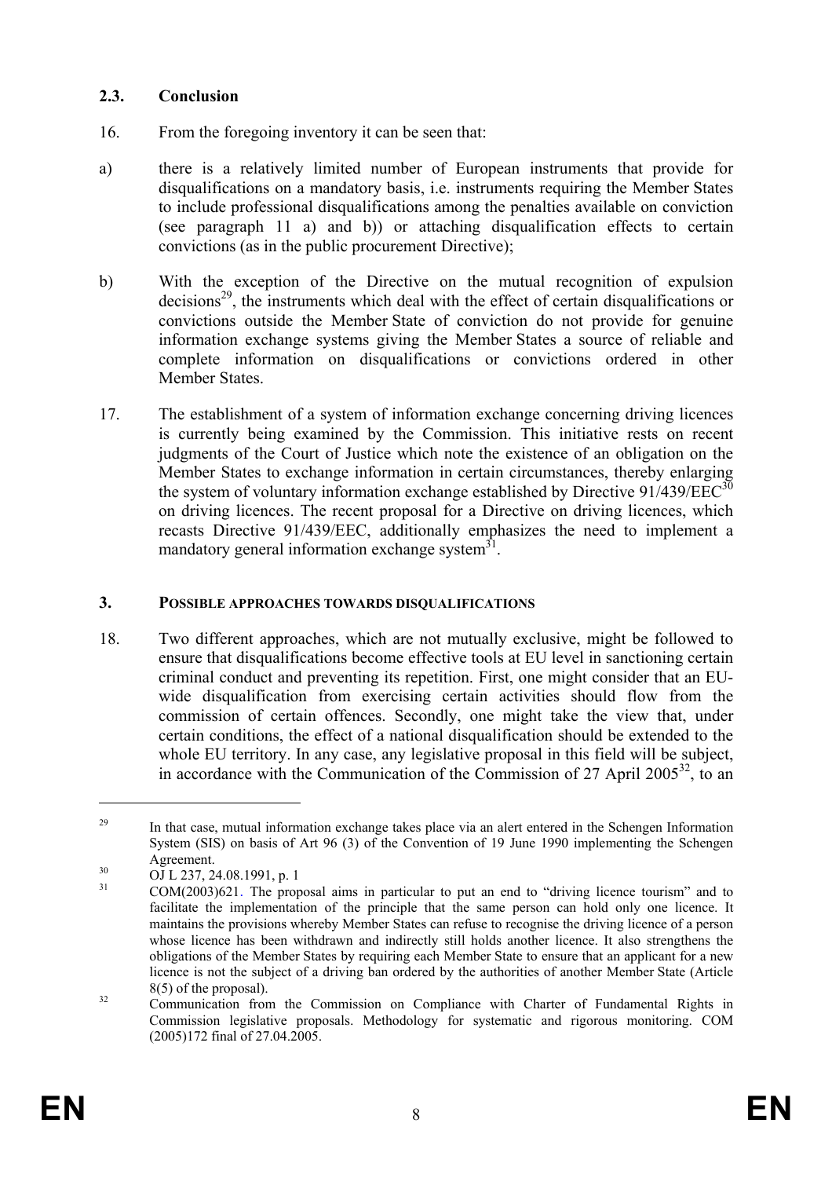### 2.3. Conclusion

16. From the foregoing inventory it can be seen that:

a) there is a relatively limited number of European instruments that provide for disqualifications on a mandatory basis, i.e. instruments requiring the Member States to include professional disqualifications among the penalties available on conviction (see paragraph 11 a) and b)) or attaching disqualification effects to certain convictions (as in the public procurement Directive);

b) With the exception of the Directive on the mutual recognition of expulsion decisions[29], the instruments which deal with the effect of certain disqualifications or convictions outside the Member State of conviction do not provide for genuine information exchange systems giving the Member States a source of reliable and complete information on disqualifications or convictions ordered in other Member States.

17. The establishment of a system of information exchange concerning driving licences is currently being examined by the Commission. This initiative rests on recent judgments of the Court of Justice which note the existence of an obligation on the Member States to exchange information in certain circumstances, thereby enlarging the system of voluntary information exchange established by Directive 91/439/EEC[30] on driving licences. The recent proposal for a Directive on driving licences, which recasts Directive 91/439/EEC, additionally emphasizes the need to implement a mandatory general information exchange system[31].

## 3. POSSIBLE APPROACHES TOWARDS DISQUALIFICATIONS

18. Two different approaches, which are not mutually exclusive, might be followed to ensure that disqualifications become effective tools at EU level in sanctioning certain criminal conduct and preventing its repetition. First, one might consider that an EU-wide disqualification from exercising certain activities should flow from the commission of certain offences. Secondly, one might take the view that, under certain conditions, the effect of a national disqualification should be extended to the whole EU territory. In any case, any legislative proposal in this field will be subject, in accordance with the Communication of the Commission of 27 April 2005[32], to an

---

[29] In that case, mutual information exchange takes place via an alert entered in the Schengen Information System (SIS) on basis of Art 96 (3) of the Convention of 19 June 1990 implementing the Schengen Agreement.

[30] OJ L 237, 24.08.1991, p. 1

[31] COM(2003)621. The proposal aims in particular to put an end to "driving licence tourism" and to facilitate the implementation of the principle that the same person can hold only one licence. It maintains the provisions whereby Member States can refuse to recognise the driving licence of a person whose licence has been withdrawn and indirectly still holds another licence. It also strengthens the obligations of the Member States by requiring each Member State to ensure that an applicant for a new licence is not the subject of a driving ban ordered by the authorities of another Member State (Article 8(5) of the proposal).

[32] Communication from the Commission on Compliance with Charter of Fundamental Rights in Commission legislative proposals. Methodology for systematic and rigorous monitoring. COM (2005)172 final of 27.04.2005.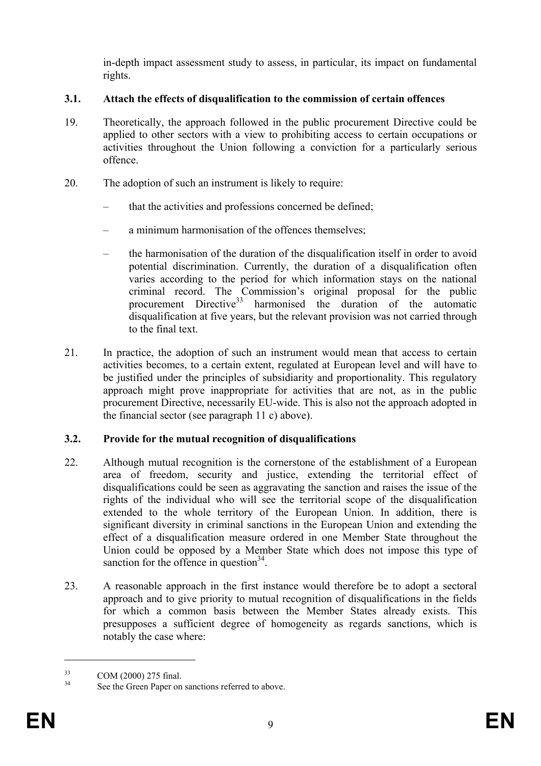in-depth impact assessment study to assess, in particular, its impact on fundamental rights.

### 3.1. Attach the effects of disqualification to the commission of certain offences

19. Theoretically, the approach followed in the public procurement Directive could be applied to other sectors with a view to prohibiting access to certain occupations or activities throughout the Union following a conviction for a particularly serious offence.

20. The adoption of such an instrument is likely to require:

   – that the activities and professions concerned be defined;

   – a minimum harmonisation of the offences themselves;

   – the harmonisation of the duration of the disqualification itself in order to avoid potential discrimination. Currently, the duration of a disqualification often varies according to the period for which information stays on the national criminal record. The Commission's original proposal for the public procurement Directive[33] harmonised the duration of the automatic disqualification at five years, but the relevant provision was not carried through to the final text.

21. In practice, the adoption of such an instrument would mean that access to certain activities becomes, to a certain extent, regulated at European level and will have to be justified under the principles of subsidiarity and proportionality. This regulatory approach might prove inappropriate for activities that are not, as in the public procurement Directive, necessarily EU-wide. This is also not the approach adopted in the financial sector (see paragraph 11 c) above).

### 3.2. Provide for the mutual recognition of disqualifications

22. Although mutual recognition is the cornerstone of the establishment of a European area of freedom, security and justice, extending the territorial effect of disqualifications could be seen as aggravating the sanction and raises the issue of the rights of the individual who will see the territorial scope of the disqualification extended to the whole territory of the European Union. In addition, there is significant diversity in criminal sanctions in the European Union and extending the effect of a disqualification measure ordered in one Member State throughout the Union could be opposed by a Member State which does not impose this type of sanction for the offence in question[34].

23. A reasonable approach in the first instance would therefore be to adopt a sectoral approach and to give priority to mutual recognition of disqualifications in the fields for which a common basis between the Member States already exists. This presupposes a sufficient degree of homogeneity as regards sanctions, which is notably the case where:

---

[33] COM (2000) 275 final.

[34] See the Green Paper on sanctions referred to above.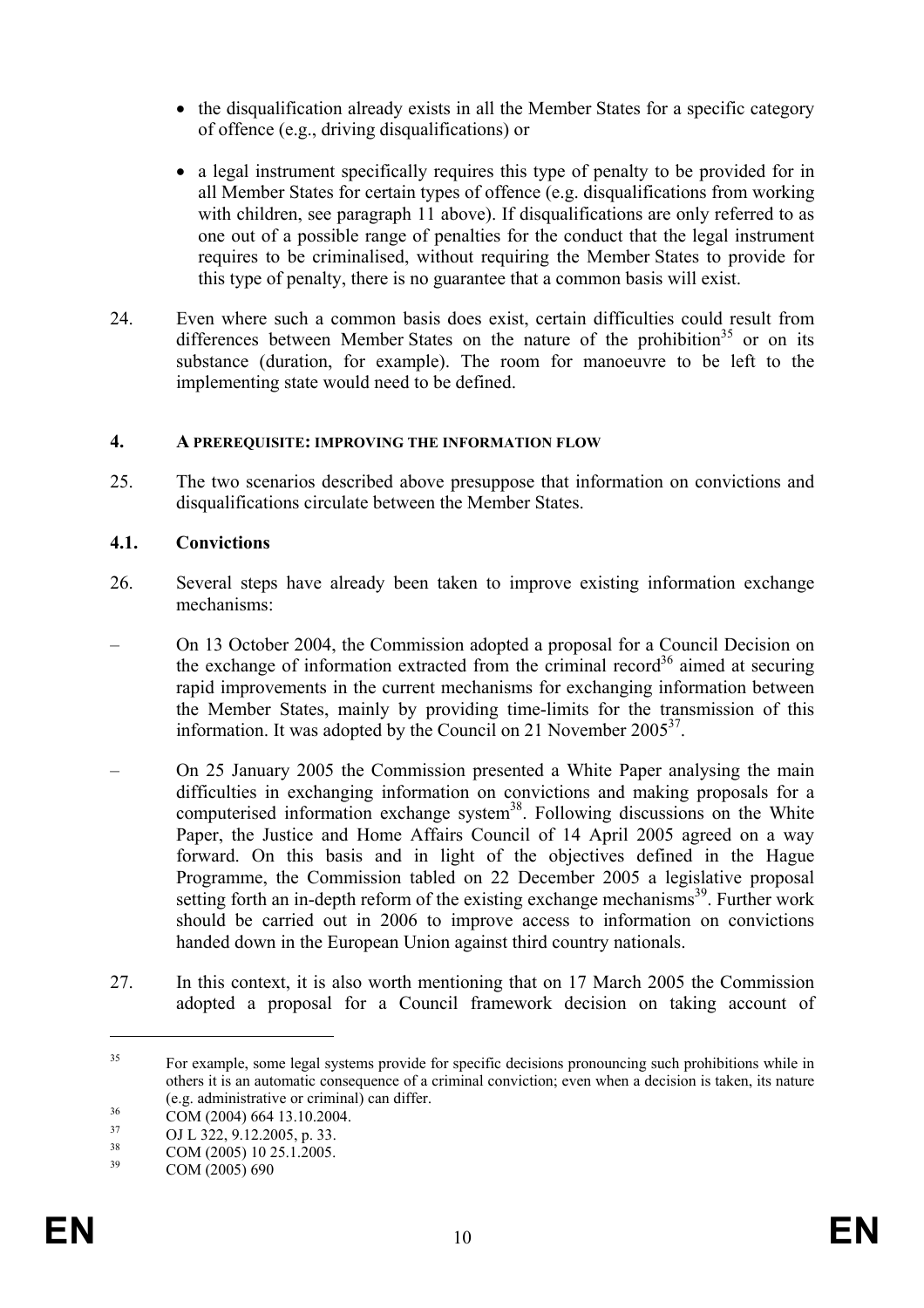- the disqualification already exists in all the Member States for a specific category of offence (e.g., driving disqualifications) or

- a legal instrument specifically requires this type of penalty to be provided for in all Member States for certain types of offence (e.g. disqualifications from working with children, see paragraph 11 above). If disqualifications are only referred to as one out of a possible range of penalties for the conduct that the legal instrument requires to be criminalised, without requiring the Member States to provide for this type of penalty, there is no guarantee that a common basis will exist.

24. Even where such a common basis does exist, certain difficulties could result from differences between Member States on the nature of the prohibition[35] or on its substance (duration, for example). The room for manoeuvre to be left to the implementing state would need to be defined.

## 4. A PREREQUISITE: IMPROVING THE INFORMATION FLOW

25. The two scenarios described above presuppose that information on convictions and disqualifications circulate between the Member States.

### 4.1. Convictions

26. Several steps have already been taken to improve existing information exchange mechanisms:

– On 13 October 2004, the Commission adopted a proposal for a Council Decision on the exchange of information extracted from the criminal record[36] aimed at securing rapid improvements in the current mechanisms for exchanging information between the Member States, mainly by providing time-limits for the transmission of this information. It was adopted by the Council on 21 November 2005[37].

– On 25 January 2005 the Commission presented a White Paper analysing the main difficulties in exchanging information on convictions and making proposals for a computerised information exchange system[38]. Following discussions on the White Paper, the Justice and Home Affairs Council of 14 April 2005 agreed on a way forward. On this basis and in light of the objectives defined in the Hague Programme, the Commission tabled on 22 December 2005 a legislative proposal setting forth an in-depth reform of the existing exchange mechanisms[39]. Further work should be carried out in 2006 to improve access to information on convictions handed down in the European Union against third country nationals.

27. In this context, it is also worth mentioning that on 17 March 2005 the Commission adopted a proposal for a Council framework decision on taking account of

---

[35] For example, some legal systems provide for specific decisions pronouncing such prohibitions while in others it is an automatic consequence of a criminal conviction; even when a decision is taken, its nature (e.g. administrative or criminal) can differ.

[36] COM (2004) 664 13.10.2004.

[37] OJ L 322, 9.12.2005, p. 33.

[38] COM (2005) 10 25.1.2005.

[39] COM (2005) 690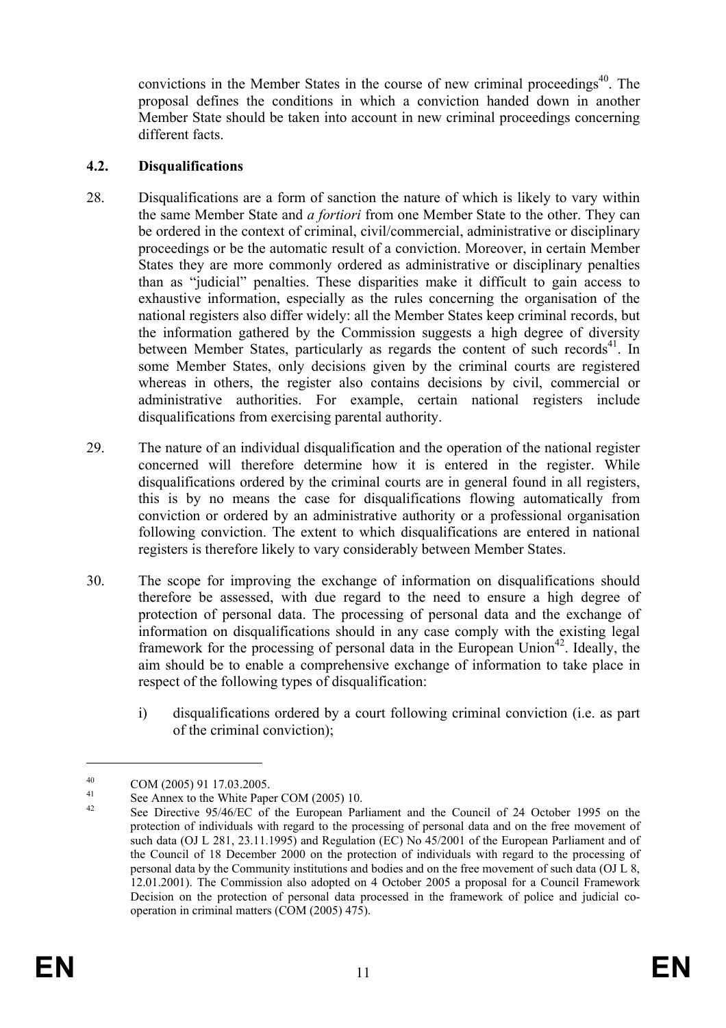convictions in the Member States in the course of new criminal proceedings[40]. The proposal defines the conditions in which a conviction handed down in another Member State should be taken into account in new criminal proceedings concerning different facts.

### 4.2. Disqualifications

28. Disqualifications are a form of sanction the nature of which is likely to vary within the same Member State and *a fortiori* from one Member State to the other. They can be ordered in the context of criminal, civil/commercial, administrative or disciplinary proceedings or be the automatic result of a conviction. Moreover, in certain Member States they are more commonly ordered as administrative or disciplinary penalties than as "judicial" penalties. These disparities make it difficult to gain access to exhaustive information, especially as the rules concerning the organisation of the national registers also differ widely: all the Member States keep criminal records, but the information gathered by the Commission suggests a high degree of diversity between Member States, particularly as regards the content of such records[41]. In some Member States, only decisions given by the criminal courts are registered whereas in others, the register also contains decisions by civil, commercial or administrative authorities. For example, certain national registers include disqualifications from exercising parental authority.

29. The nature of an individual disqualification and the operation of the national register concerned will therefore determine how it is entered in the register. While disqualifications ordered by the criminal courts are in general found in all registers, this is by no means the case for disqualifications flowing automatically from conviction or ordered by an administrative authority or a professional organisation following conviction. The extent to which disqualifications are entered in national registers is therefore likely to vary considerably between Member States.

30. The scope for improving the exchange of information on disqualifications should therefore be assessed, with due regard to the need to ensure a high degree of protection of personal data. The processing of personal data and the exchange of information on disqualifications should in any case comply with the existing legal framework for the processing of personal data in the European Union[42]. Ideally, the aim should be to enable a comprehensive exchange of information to take place in respect of the following types of disqualification:

    i) disqualifications ordered by a court following criminal conviction (i.e. as part of the criminal conviction);

---

[40] COM (2005) 91 17.03.2005.

[41] See Annex to the White Paper COM (2005) 10.

[42] See Directive 95/46/EC of the European Parliament and the Council of 24 October 1995 on the protection of individuals with regard to the processing of personal data and on the free movement of such data (OJ L 281, 23.11.1995) and Regulation (EC) No 45/2001 of the European Parliament and of the Council of 18 December 2000 on the protection of individuals with regard to the processing of personal data by the Community institutions and bodies and on the free movement of such data (OJ L 8, 12.01.2001). The Commission also adopted on 4 October 2005 a proposal for a Council Framework Decision on the protection of personal data processed in the framework of police and judicial co-operation in criminal matters (COM (2005) 475).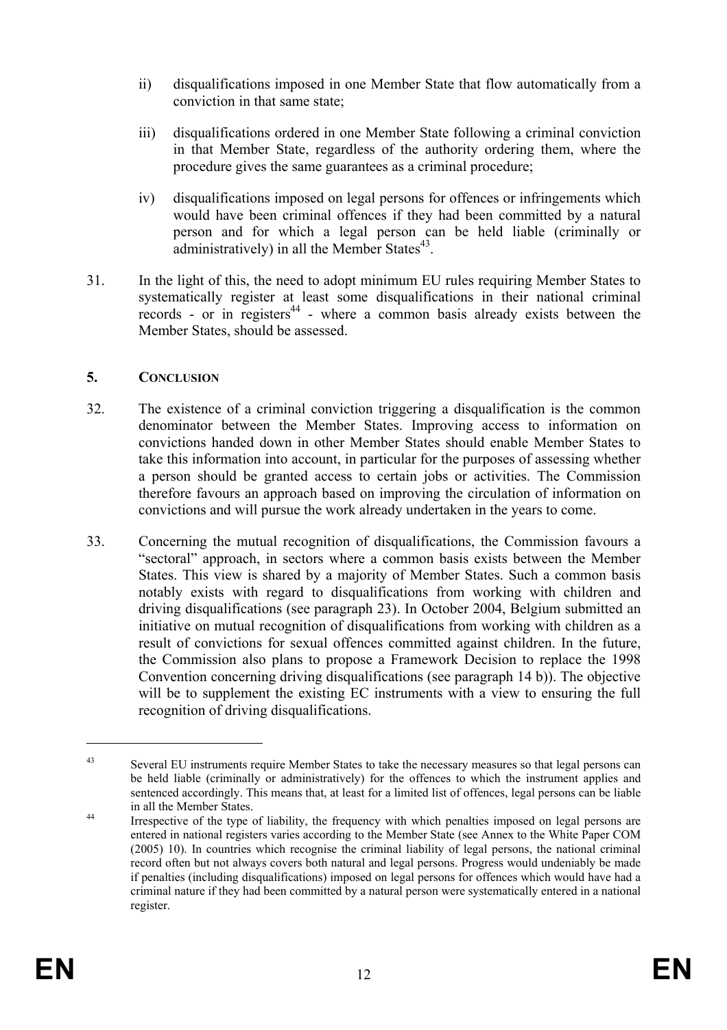ii) disqualifications imposed in one Member State that flow automatically from a conviction in that same state;

iii) disqualifications ordered in one Member State following a criminal conviction in that Member State, regardless of the authority ordering them, where the procedure gives the same guarantees as a criminal procedure;

iv) disqualifications imposed on legal persons for offences or infringements which would have been criminal offences if they had been committed by a natural person and for which a legal person can be held liable (criminally or administratively) in all the Member States[43].

31. In the light of this, the need to adopt minimum EU rules requiring Member States to systematically register at least some disqualifications in their national criminal records - or in registers[44] - where a common basis already exists between the Member States, should be assessed.

## 5. CONCLUSION

32. The existence of a criminal conviction triggering a disqualification is the common denominator between the Member States. Improving access to information on convictions handed down in other Member States should enable Member States to take this information into account, in particular for the purposes of assessing whether a person should be granted access to certain jobs or activities. The Commission therefore favours an approach based on improving the circulation of information on convictions and will pursue the work already undertaken in the years to come.

33. Concerning the mutual recognition of disqualifications, the Commission favours a "sectoral" approach, in sectors where a common basis exists between the Member States. This view is shared by a majority of Member States. Such a common basis notably exists with regard to disqualifications from working with children and driving disqualifications (see paragraph 23). In October 2004, Belgium submitted an initiative on mutual recognition of disqualifications from working with children as a result of convictions for sexual offences committed against children. In the future, the Commission also plans to propose a Framework Decision to replace the 1998 Convention concerning driving disqualifications (see paragraph 14 b)). The objective will be to supplement the existing EC instruments with a view to ensuring the full recognition of driving disqualifications.

---

[43] Several EU instruments require Member States to take the necessary measures so that legal persons can be held liable (criminally or administratively) for the offences to which the instrument applies and sentenced accordingly. This means that, at least for a limited list of offences, legal persons can be liable in all the Member States.

[44] Irrespective of the type of liability, the frequency with which penalties imposed on legal persons are entered in national registers varies according to the Member State (see Annex to the White Paper COM (2005) 10). In countries which recognise the criminal liability of legal persons, the national criminal record often but not always covers both natural and legal persons. Progress would undeniably be made if penalties (including disqualifications) imposed on legal persons for offences which would have had a criminal nature if they had been committed by a natural person were systematically entered in a national register.